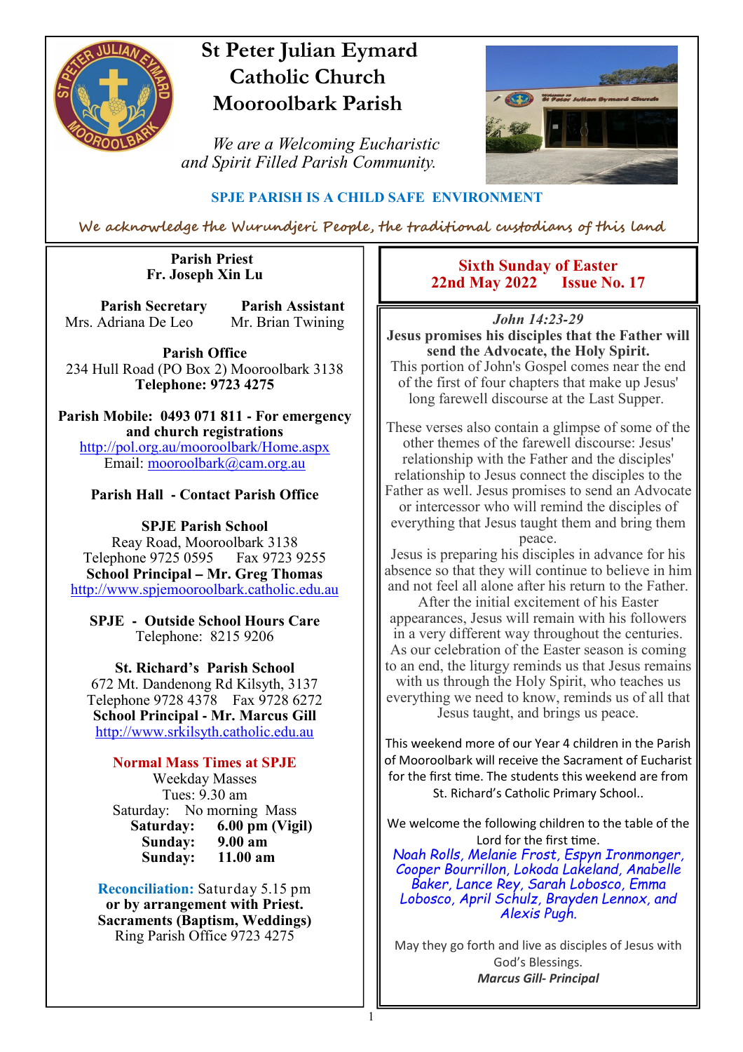# St Peter Julian Eymard Catholic Church Mooroolbark Parish

*We are a Welcoming Eucharistic and Spirit Filled Parish Community.*

**SPJE PARISH IS A CHILD SAFE ENVIRONMENT**

We acknowledge the Wurundjeri People, the traditional custodians of this land

**Parish Priest**
**Fr. Joseph Xin Lu**

**Parish Secretary**
Mrs. Adriana De Leo

**Parish Assistant**
Mr. Brian Twining

**Parish Office**
234 Hull Road (PO Box 2) Mooroolbark 3138
**Telephone: 9723 4275**

**Parish Mobile: 0493 071 811 - For emergency and church registrations**
http://pol.org.au/mooroolbark/Home.aspx
Email: mooroolbark@cam.org.au

**Parish Hall - Contact Parish Office**

**SPJE Parish School**
Reay Road, Mooroolbark 3138
Telephone 9725 0595 Fax 9723 9255
**School Principal – Mr. Greg Thomas**
http://www.spjemooroolbark.catholic.edu.au

**SPJE - Outside School Hours Care**
Telephone: 8215 9206

**St. Richard's Parish School**
672 Mt. Dandenong Rd Kilsyth, 3137
Telephone 9728 4378 Fax 9728 6272
**School Principal - Mr. Marcus Gill**
http://www.srkilsyth.catholic.edu.au

**Normal Mass Times at SPJE**

Weekday Masses
Tues: 9.30 am
Saturday: No morning Mass
**Saturday: 6.00 pm (Vigil)**
**Sunday: 9.00 am**
**Sunday: 11.00 am**

**Reconciliation:** Saturday 5.15 pm
**or by arrangement with Priest.**
**Sacraments (Baptism, Weddings)**
Ring Parish Office 9723 4275

## Sixth Sunday of Easter
## 22nd May 2022 Issue No. 17

*John 14:23-29*

**Jesus promises his disciples that the Father will send the Advocate, the Holy Spirit.**

This portion of John's Gospel comes near the end of the first of four chapters that make up Jesus' long farewell discourse at the Last Supper.

These verses also contain a glimpse of some of the other themes of the farewell discourse: Jesus' relationship with the Father and the disciples' relationship to Jesus connect the disciples to the Father as well. Jesus promises to send an Advocate or intercessor who will remind the disciples of everything that Jesus taught them and bring them peace.

Jesus is preparing his disciples in advance for his absence so that they will continue to believe in him and not feel all alone after his return to the Father. After the initial excitement of his Easter appearances, Jesus will remain with his followers in a very different way throughout the centuries. As our celebration of the Easter season is coming to an end, the liturgy reminds us that Jesus remains with us through the Holy Spirit, who teaches us everything we need to know, reminds us of all that Jesus taught, and brings us peace.

This weekend more of our Year 4 children in the Parish of Mooroolbark will receive the Sacrament of Eucharist for the first time. The students this weekend are from St. Richard's Catholic Primary School..

We welcome the following children to the table of the Lord for the first time.

*Noah Rolls, Melanie Frost, Espyn Ironmonger, Cooper Bourrillon, Lokoda Lakeland, Anabelle Baker, Lance Rey, Sarah Lobosco, Emma Lobosco, April Schulz, Brayden Lennox, and Alexis Pugh.*

May they go forth and live as disciples of Jesus with God's Blessings.

***Marcus Gill- Principal***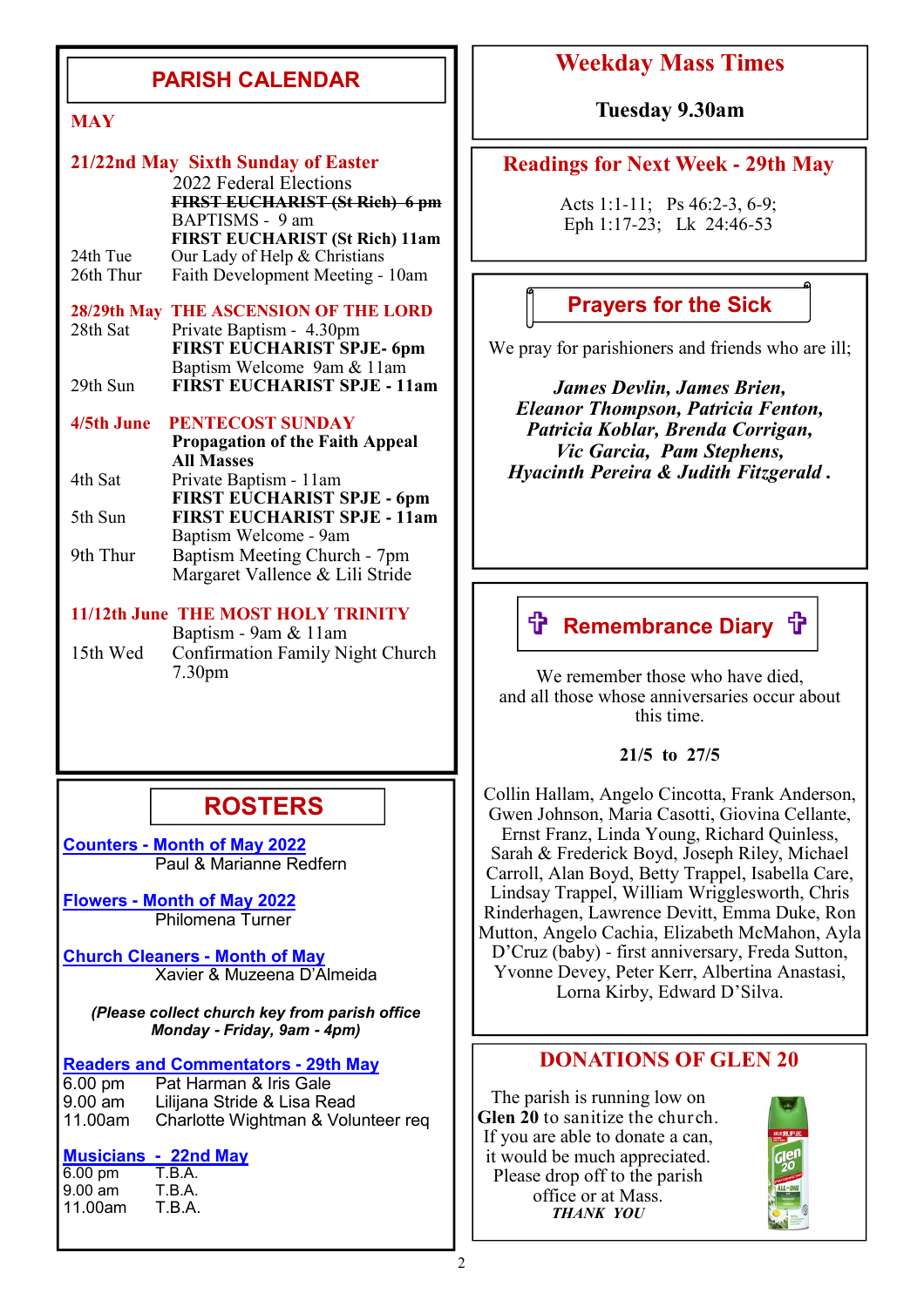## PARISH CALENDAR

**MAY**

**21/22nd May Sixth Sunday of Easter**

| | |
|---|---|
| | 2022 Federal Elections |
| | ~~**FIRST EUCHARIST (St Rich) 6 pm**~~ |
| | BAPTISMS - 9 am |
| | **FIRST EUCHARIST (St Rich) 11am** |
| 24th Tue | Our Lady of Help & Christians |
| 26th Thur | Faith Development Meeting - 10am |

**28/29th May THE ASCENSION OF THE LORD**

| | |
|---|---|
| 28th Sat | Private Baptism - 4.30pm |
| | **FIRST EUCHARIST SPJE- 6pm** |
| | Baptism Welcome 9am & 11am |
| 29th Sun | **FIRST EUCHARIST SPJE - 11am** |

**4/5th June PENTECOST SUNDAY**

| | |
|---|---|
| | **Propagation of the Faith Appeal All Masses** |
| 4th Sat | Private Baptism - 11am |
| | **FIRST EUCHARIST SPJE - 6pm** |
| 5th Sun | **FIRST EUCHARIST SPJE - 11am** |
| | Baptism Welcome - 9am |
| 9th Thur | Baptism Meeting Church - 7pm |
| | Margaret Vallence & Lili Stride |

**11/12th June THE MOST HOLY TRINITY**

| | |
|---|---|
| | Baptism - 9am & 11am |
| 15th Wed | Confirmation Family Night Church 7.30pm |

## ROSTERS

**Counters - Month of May 2022**
Paul & Marianne Redfern

**Flowers - Month of May 2022**
Philomena Turner

**Church Cleaners - Month of May**
Xavier & Muzeena D'Almeida

*(Please collect church key from parish office Monday - Friday, 9am - 4pm)*

**Readers and Commentators - 29th May**

| | |
|---|---|
| 6.00 pm | Pat Harman & Iris Gale |
| 9.00 am | Lilijana Stride & Lisa Read |
| 11.00am | Charlotte Wightman & Volunteer req |

**Musicians - 22nd May**

| | |
|---|---|
| 6.00 pm | T.B.A. |
| 9.00 am | T.B.A. |
| 11.00am | T.B.A. |

## Weekday Mass Times

**Tuesday 9.30am**

## Readings for Next Week - 29th May

Acts 1:1-11; Ps 46:2-3, 6-9;
Eph 1:17-23; Lk 24:46-53

## Prayers for the Sick

We pray for parishioners and friends who are ill;

***James Devlin, James Brien, Eleanor Thompson, Patricia Fenton, Patricia Koblar, Brenda Corrigan, Vic Garcia, Pam Stephens, Hyacinth Pereira & Judith Fitzgerald .***

## ✞ Remembrance Diary ✞

We remember those who have died, and all those whose anniversaries occur about this time.

**21/5 to 27/5**

Collin Hallam, Angelo Cincotta, Frank Anderson, Gwen Johnson, Maria Casotti, Giovina Cellante, Ernst Franz, Linda Young, Richard Quinless, Sarah & Frederick Boyd, Joseph Riley, Michael Carroll, Alan Boyd, Betty Trappel, Isabella Care, Lindsay Trappel, William Wrigglesworth, Chris Rinderhagen, Lawrence Devitt, Emma Duke, Ron Mutton, Angelo Cachia, Elizabeth McMahon, Ayla D'Cruz (baby) - first anniversary, Freda Sutton, Yvonne Devey, Peter Kerr, Albertina Anastasi, Lorna Kirby, Edward D'Silva.

## DONATIONS OF GLEN 20

The parish is running low on **Glen 20** to sanitize the church. If you are able to donate a can, it would be much appreciated. Please drop off to the parish office or at Mass.

***THANK YOU***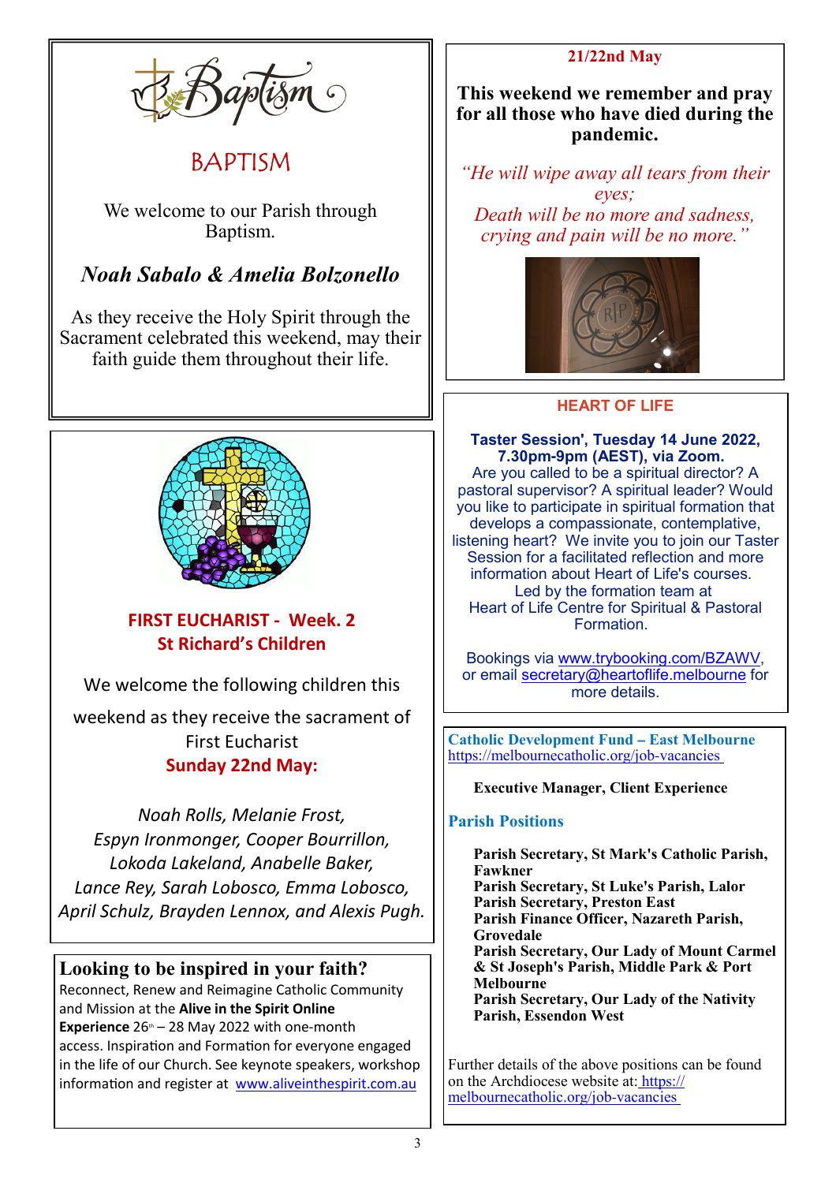# BAPTISM

We welcome to our Parish through Baptism.

***Noah Sabalo & Amelia Bolzonello***

As they receive the Holy Spirit through the Sacrament celebrated this weekend, may their faith guide them throughout their life.

## FIRST EUCHARIST - Week. 2
## St Richard's Children

We welcome the following children this weekend as they receive the sacrament of First Eucharist

**Sunday 22nd May:**

*Noah Rolls, Melanie Frost, Espyn Ironmonger, Cooper Bourrillon, Lokoda Lakeland, Anabelle Baker, Lance Rey, Sarah Lobosco, Emma Lobosco, April Schulz, Brayden Lennox, and Alexis Pugh.*

## Looking to be inspired in your faith?

Reconnect, Renew and Reimagine Catholic Community and Mission at the **Alive in the Spirit Online Experience** 26th – 28 May 2022 with one-month access. Inspiration and Formation for everyone engaged in the life of our Church. See keynote speakers, workshop information and register at www.aliveinthespirit.com.au

**21/22nd May**

## This weekend we remember and pray for all those who have died during the pandemic.

*"He will wipe away all tears from their eyes;*
*Death will be no more and sadness, crying and pain will be no more."*

## HEART OF LIFE

**Taster Session', Tuesday 14 June 2022, 7.30pm-9pm (AEST), via Zoom.**

Are you called to be a spiritual director? A pastoral supervisor? A spiritual leader? Would you like to participate in spiritual formation that develops a compassionate, contemplative, listening heart? We invite you to join our Taster Session for a facilitated reflection and more information about Heart of Life's courses. Led by the formation team at Heart of Life Centre for Spiritual & Pastoral Formation.

Bookings via www.trybooking.com/BZAWV, or email secretary@heartoflife.melbourne for more details.

**Catholic Development Fund – East Melbourne**
https://melbournecatholic.org/job-vacancies

**Executive Manager, Client Experience**

## Parish Positions

**Parish Secretary, St Mark's Catholic Parish, Fawkner**
**Parish Secretary, St Luke's Parish, Lalor**
**Parish Secretary, Preston East**
**Parish Finance Officer, Nazareth Parish, Grovedale**
**Parish Secretary, Our Lady of Mount Carmel & St Joseph's Parish, Middle Park & Port Melbourne**
**Parish Secretary, Our Lady of the Nativity Parish, Essendon West**

Further details of the above positions can be found on the Archdiocese website at: https://melbournecatholic.org/job-vacancies